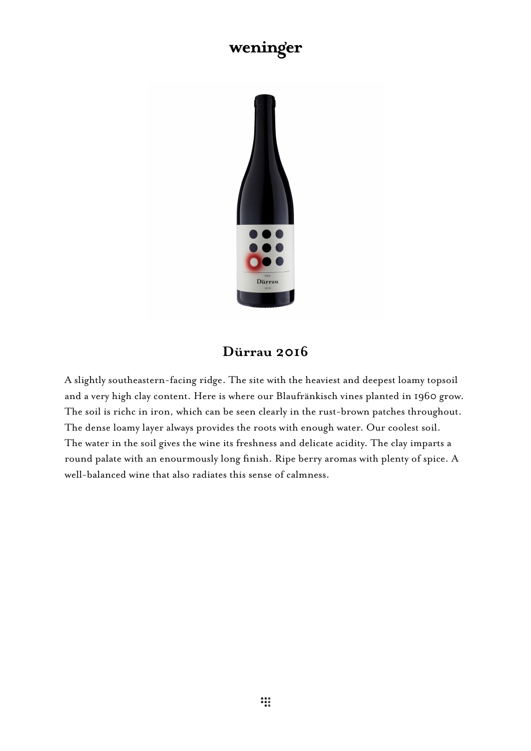weninger

## Dürrau 2016

A slightly southeastern-facing ridge. The site with the heaviest and deepest loamy topsoil and a very high clay content. Here is where our Blaufränkisch vines planted in 1960 grow. The soil is richc in iron, which can be seen clearly in the rust-brown patches throughout. The dense loamy layer always provides the roots with enough water. Our coolest soil. The water in the soil gives the wine its freshness and delicate acidity. The clay imparts a round palate with an enourmously long finish. Ripe berry aromas with plenty of spice. A well-balanced wine that also radiates this sense of calmness.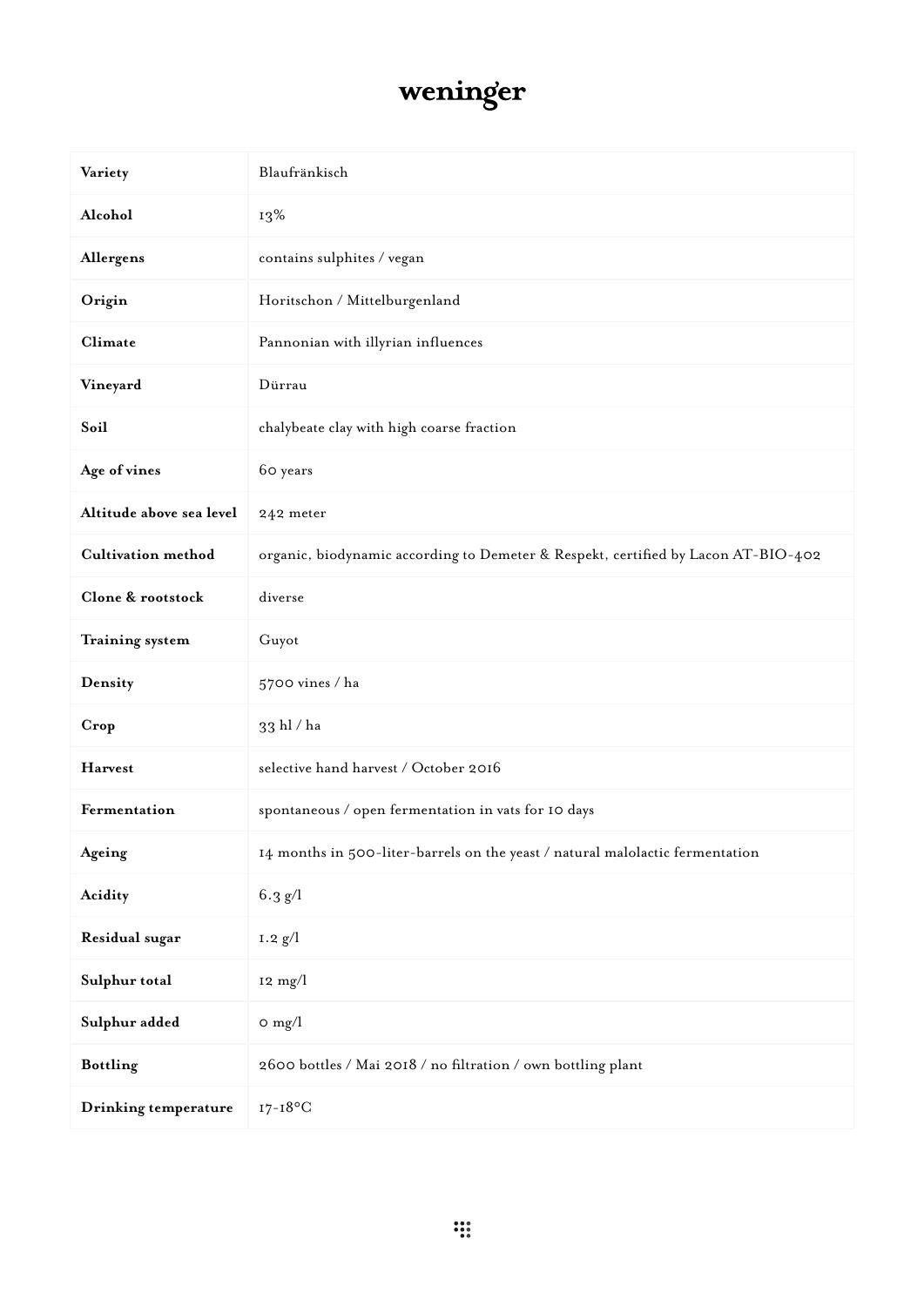# weninger

| | |
|---|---|
| **Variety** | Blaufränkisch |
| **Alcohol** | 13% |
| **Allergens** | contains sulphites / vegan |
| **Origin** | Horitschon / Mittelburgenland |
| **Climate** | Pannonian with illyrian influences |
| **Vineyard** | Dürrau |
| **Soil** | chalybeate clay with high coarse fraction |
| **Age of vines** | 60 years |
| **Altitude above sea level** | 242 meter |
| **Cultivation method** | organic, biodynamic according to Demeter & Respekt, certified by Lacon AT-BIO-402 |
| **Clone & rootstock** | diverse |
| **Training system** | Guyot |
| **Density** | 5700 vines / ha |
| **Crop** | 33 hl / ha |
| **Harvest** | selective hand harvest / October 2016 |
| **Fermentation** | spontaneous / open fermentation in vats for 10 days |
| **Ageing** | 14 months in 500-liter-barrels on the yeast / natural malolactic fermentation |
| **Acidity** | 6.3 g/l |
| **Residual sugar** | 1.2 g/l |
| **Sulphur total** | 12 mg/l |
| **Sulphur added** | 0 mg/l |
| **Bottling** | 2600 bottles / Mai 2018 / no filtration / own bottling plant |
| **Drinking temperature** | 17-18°C |